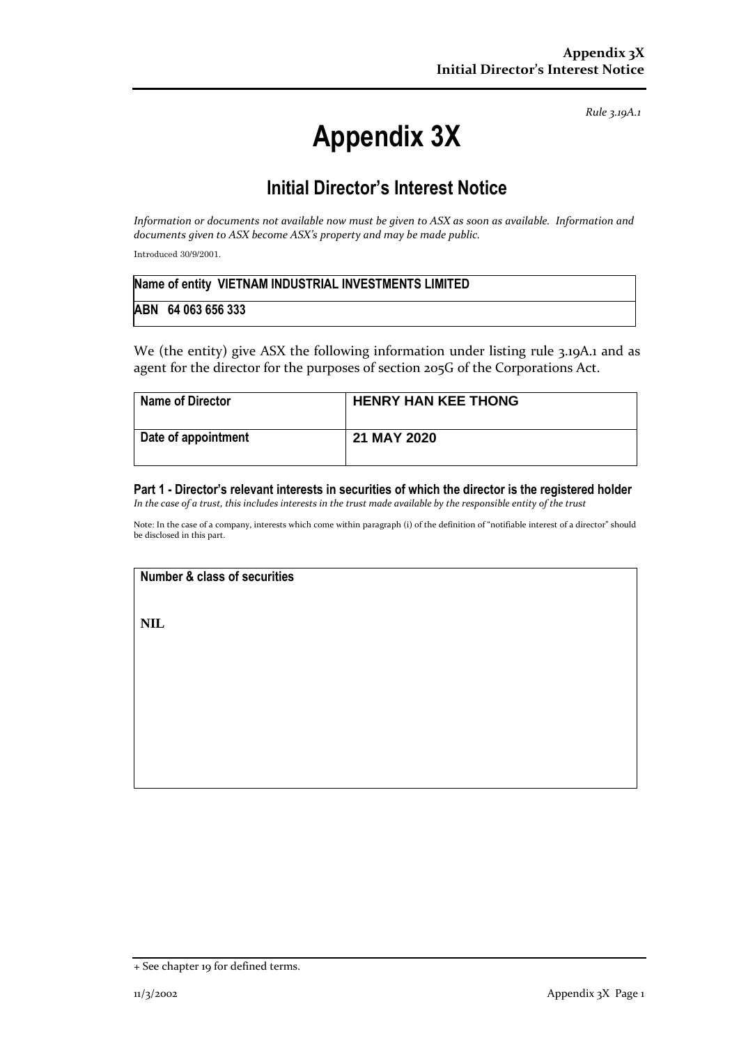*Rule 3.19A.1*

# Appendix 3X

## Initial Director's Interest Notice

*Information or documents not available now must be given to ASX as soon as available. Information and documents given to ASX become ASX's property and may be made public.*

Introduced 30/9/2001.

| Name of entity VIETNAM INDUSTRIAL INVESTMENTS LIMITED |
|---|
| ABN 64 063 656 333 |

We (the entity) give ASX the following information under listing rule 3.19A.1 and as agent for the director for the purposes of section 205G of the Corporations Act.

| Name of Director | HENRY HAN KEE THONG |
|---|---|
| Date of appointment | 21 MAY 2020 |

### Part 1 - Director's relevant interests in securities of which the director is the registered holder

*In the case of a trust, this includes interests in the trust made available by the responsible entity of the trust*

Note: In the case of a company, interests which come within paragraph (i) of the definition of "notifiable interest of a director" should be disclosed in this part.

| Number & class of securities |
|---|
| NIL |

+ See chapter 19 for defined terms.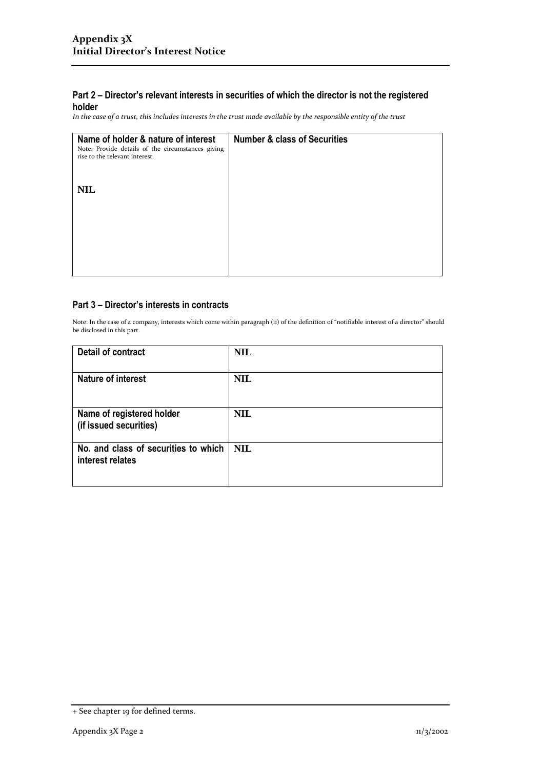## Part 2 – Director's relevant interests in securities of which the director is not the registered holder

*In the case of a trust, this includes interests in the trust made available by the responsible entity of the trust*

| Name of holder & nature of interest<br>Note: Provide details of the circumstances giving rise to the relevant interest. | Number & class of Securities |
|---|---|
| **NIL** | |

## Part 3 – Director's interests in contracts

Note: In the case of a company, interests which come within paragraph (ii) of the definition of "notifiable interest of a director" should be disclosed in this part.

| | |
|---|---|
| **Detail of contract** | **NIL** |
| **Nature of interest** | **NIL** |
| **Name of registered holder (if issued securities)** | **NIL** |
| **No. and class of securities to which interest relates** | **NIL** |

+ See chapter 19 for defined terms.